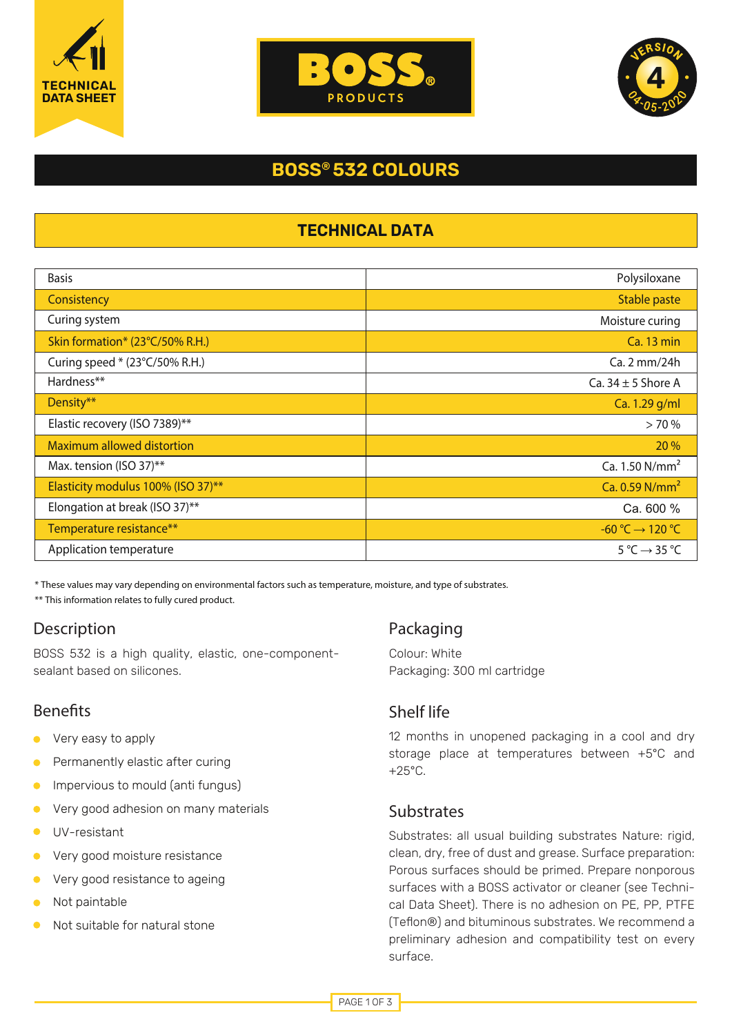TECHNICAL DATA SHEET

BOSS PRODUCTS

VERSION 4 04-05-2020

# BOSS® 532 COLOURS

## TECHNICAL DATA

| | |
|---|---|
| Basis | Polysiloxane |
| Consistency | Stable paste |
| Curing system | Moisture curing |
| Skin formation* (23°C/50% R.H.) | Ca. 13 min |
| Curing speed * (23°C/50% R.H.) | Ca. 2 mm/24h |
| Hardness** | Ca. 34 ± 5 Shore A |
| Density** | Ca. 1.29 g/ml |
| Elastic recovery (ISO 7389)** | > 70 % |
| Maximum allowed distortion | 20 % |
| Max. tension (ISO 37)** | Ca. 1.50 N/mm² |
| Elasticity modulus 100% (ISO 37)** | Ca. 0.59 N/mm² |
| Elongation at break (ISO 37)** | Ca. 600 % |
| Temperature resistance** | -60 °C → 120 °C |
| Application temperature | 5 °C → 35 °C |

* These values may vary depending on environmental factors such as temperature, moisture, and type of substrates.

** This information relates to fully cured product.

## Description

BOSS 532 is a high quality, elastic, one-component-sealant based on silicones.

## Benefits

- Very easy to apply
- Permanently elastic after curing
- Impervious to mould (anti fungus)
- Very good adhesion on many materials
- UV-resistant
- Very good moisture resistance
- Very good resistance to ageing
- Not paintable
- Not suitable for natural stone

## Packaging

Colour: White
Packaging: 300 ml cartridge

## Shelf life

12 months in unopened packaging in a cool and dry storage place at temperatures between +5°C and +25°C.

## Substrates

Substrates: all usual building substrates Nature: rigid, clean, dry, free of dust and grease. Surface preparation: Porous surfaces should be primed. Prepare nonporous surfaces with a BOSS activator or cleaner (see Technical Data Sheet). There is no adhesion on PE, PP, PTFE (Teflon®) and bituminous substrates. We recommend a preliminary adhesion and compatibility test on every surface.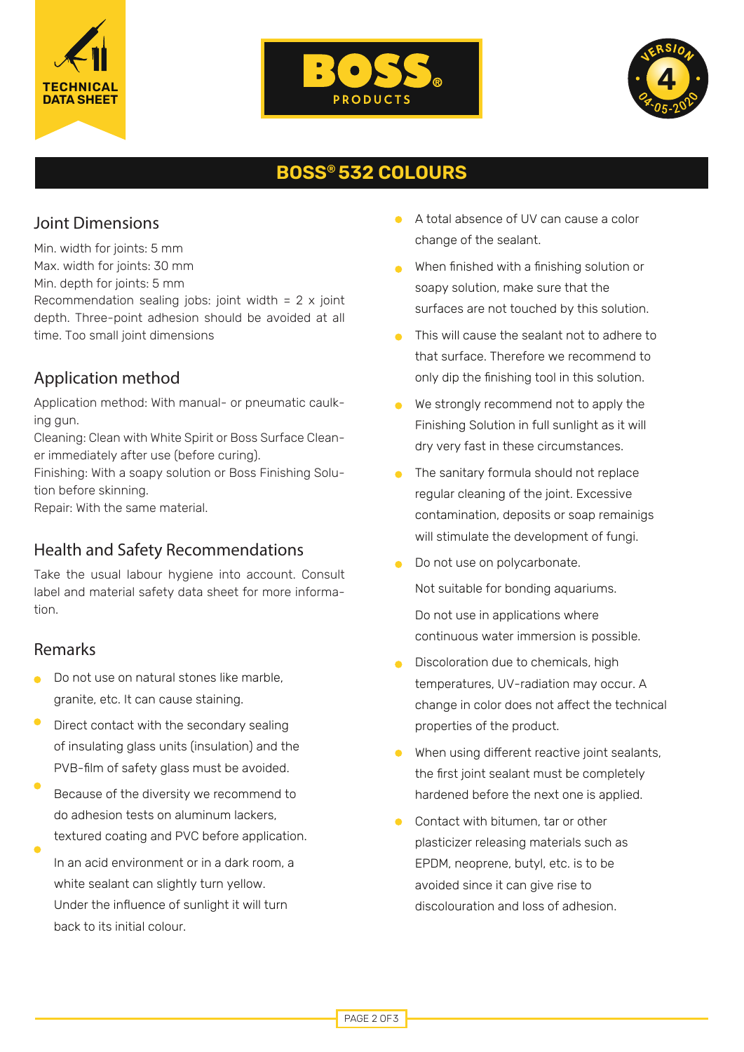# BOSS® 532 COLOURS

## Joint Dimensions

Min. width for joints: 5 mm
Max. width for joints: 30 mm
Min. depth for joints: 5 mm
Recommendation sealing jobs: joint width = 2 x joint depth. Three-point adhesion should be avoided at all time. Too small joint dimensions

## Application method

Application method: With manual- or pneumatic caulking gun.
Cleaning: Clean with White Spirit or Boss Surface Cleaner immediately after use (before curing).
Finishing: With a soapy solution or Boss Finishing Solution before skinning.
Repair: With the same material.

## Health and Safety Recommendations

Take the usual labour hygiene into account. Consult label and material safety data sheet for more information.

## Remarks

- Do not use on natural stones like marble, granite, etc. It can cause staining.
- Direct contact with the secondary sealing of insulating glass units (insulation) and the PVB-film of safety glass must be avoided.
- Because of the diversity we recommend to do adhesion tests on aluminum lackers, textured coating and PVC before application.
- In an acid environment or in a dark room, a white sealant can slightly turn yellow. Under the influence of sunlight it will turn back to its initial colour.
- A total absence of UV can cause a color change of the sealant.
- When finished with a finishing solution or soapy solution, make sure that the surfaces are not touched by this solution.
- This will cause the sealant not to adhere to that surface. Therefore we recommend to only dip the finishing tool in this solution.
- We strongly recommend not to apply the Finishing Solution in full sunlight as it will dry very fast in these circumstances.
- The sanitary formula should not replace regular cleaning of the joint. Excessive contamination, deposits or soap remainigs will stimulate the development of fungi.
- Do not use on polycarbonate.

  Not suitable for bonding aquariums.

  Do not use in applications where continuous water immersion is possible.
- Discoloration due to chemicals, high temperatures, UV-radiation may occur. A change in color does not affect the technical properties of the product.
- When using different reactive joint sealants, the first joint sealant must be completely hardened before the next one is applied.
- Contact with bitumen, tar or other plasticizer releasing materials such as EPDM, neoprene, butyl, etc. is to be avoided since it can give rise to discolouration and loss of adhesion.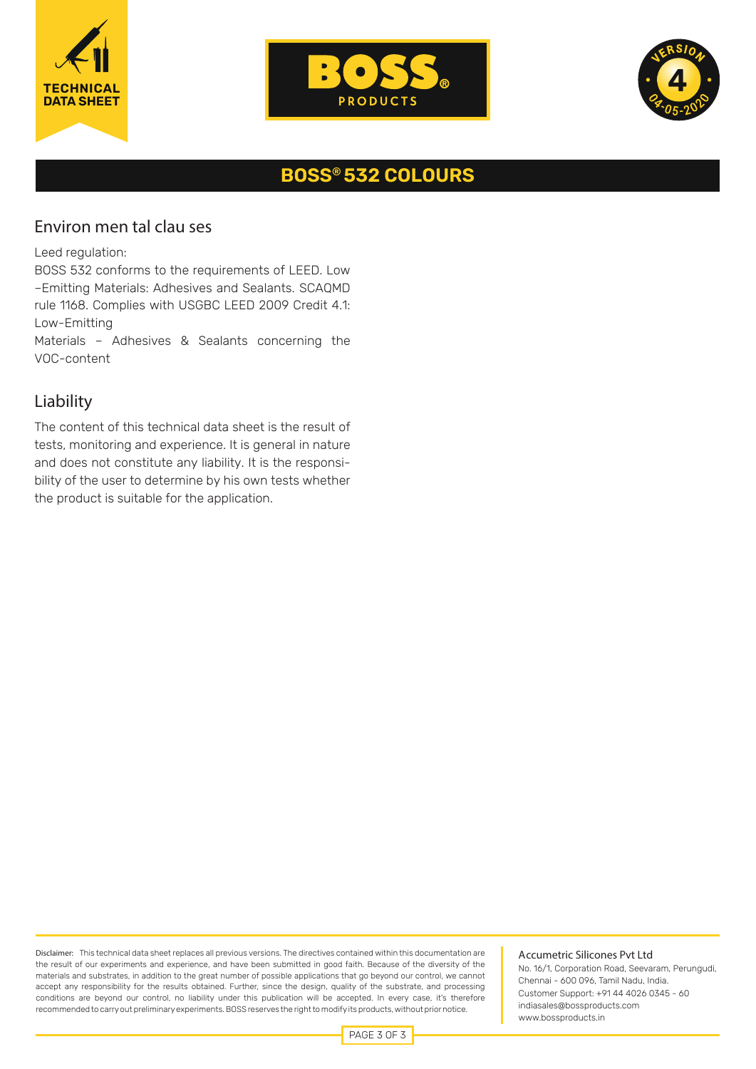TECHNICAL DATA SHEET

BOSS PRODUCTS

VERSION 4 04-05-2020

# BOSS® 532 COLOURS

## Environ men tal clau ses

Leed regulation:

BOSS 532 conforms to the requirements of LEED. Low –Emitting Materials: Adhesives and Sealants. SCAQMD rule 1168. Complies with USGBC LEED 2009 Credit 4.1: Low-Emitting

Materials – Adhesives & Sealants concerning the VOC-content

## Liability

The content of this technical data sheet is the result of tests, monitoring and experience. It is general in nature and does not constitute any liability. It is the responsibility of the user to determine by his own tests whether the product is suitable for the application.

Disclaimer: This technical data sheet replaces all previous versions. The directives contained within this documentation are the result of our experiments and experience, and have been submitted in good faith. Because of the diversity of the materials and substrates, in addition to the great number of possible applications that go beyond our control, we cannot accept any responsibility for the results obtained. Further, since the design, quality of the substrate, and processing conditions are beyond our control, no liability under this publication will be accepted. In every case, it's therefore recommended to carry out preliminary experiments. BOSS reserves the right to modify its products, without prior notice.

Accumetric Silicones Pvt Ltd
No. 16/1, Corporation Road, Seevaram, Perungudi, Chennai - 600 096, Tamil Nadu, India.
Customer Support: +91 44 4026 0345 - 60
indiasales@bossproducts.com
www.bossproducts.in